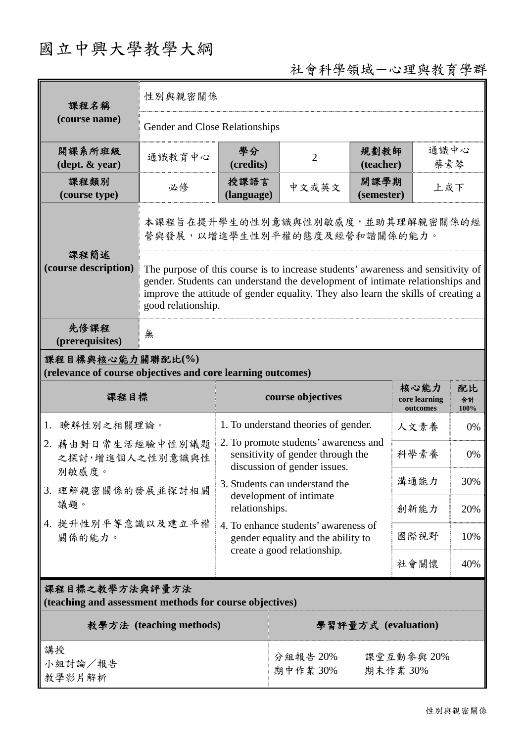# 國立中興大學教學大綱

社會科學領域－心理與教育學群

| 課程名稱 (course name) | 性別與親密關係 | | | | |
|---|---|---|---|---|---|
| | Gender and Close Relationships | | | | |
| 開課系所班級 (dept. & year) | 通識教育中心 | 學分 (credits) | 2 | 規劃教師 (teacher) | 通識中心 蔡素琴 |
| 課程類別 (course type) | 必修 | 授課語言 (language) | 中文或英文 | 開課學期 (semester) | 上或下 |
| 課程簡述 (course description) | 本課程旨在提升學生的性別意識與性別敏感度，並助其理解親密關係的經營與發展，以增進學生性別平權的態度及經營和諧關係的能力。 | | | | |
| | The purpose of this course is to increase students' awareness and sensitivity of gender. Students can understand the development of intimate relationships and improve the attitude of gender equality. They also learn the skills of creating a good relationship. | | | | |
| 先修課程 (prerequisites) | 無 | | | | |

**課程目標與核心能力關聯配比(%)**
**(relevance of course objectives and core learning outcomes)**

| 課程目標 | course objectives | 核心能力 core learning outcomes | 配比 合計 100% |
|---|---|---|---|
| 1. 瞭解性別之相關理論。<br>2. 藉由對日常生活經驗中性別議題之探討，增進個人之性別意識與性別敏感度。<br>3. 理解親密關係的發展並探討相關議題。<br>4. 提升性別平等意識以及建立平權關係的能力。 | 1. To understand theories of gender.<br>2. To promote students' awareness and sensitivity of gender through the discussion of gender issues.<br>3. Students can understand the development of intimate relationships.<br>4. To enhance students' awareness of gender equality and the ability to create a good relationship. | 人文素養 | 0% |
| | | 科學素養 | 0% |
| | | 溝通能力 | 30% |
| | | 創新能力 | 20% |
| | | 國際視野 | 10% |
| | | 社會關懷 | 40% |

**課程目標之教學方法與評量方法**
**(teaching and assessment methods for course objectives)**

| 教學方法 (teaching methods) | 學習評量方式 (evaluation) |
|---|---|
| 講授<br>小組討論／報告<br>教學影片解析 | 分組報告 20%　課堂互動參與 20%<br>期中作業 30%　期末作業 30% |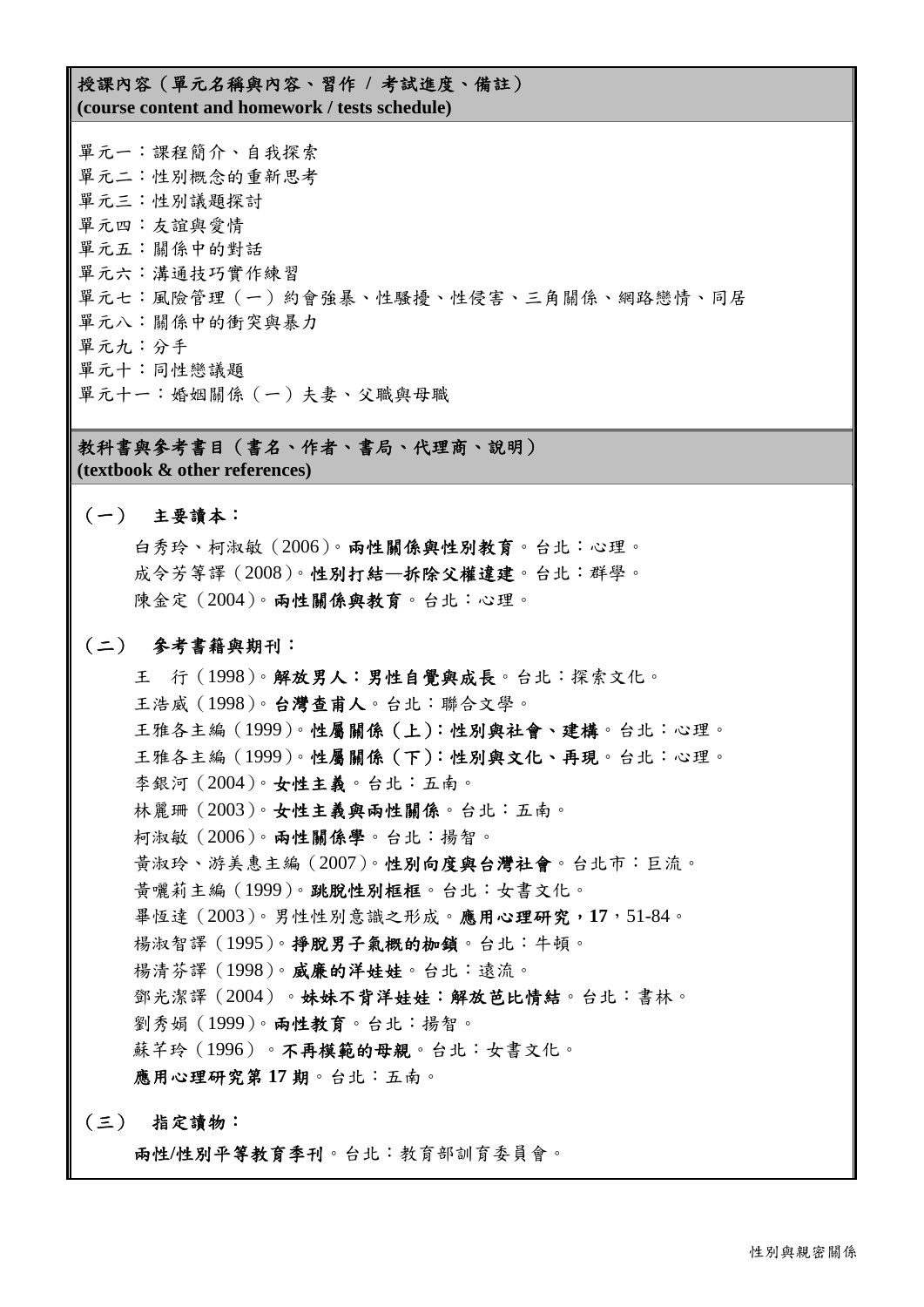## 授課內容（單元名稱與內容、習作 / 考試進度、備註）
**(course content and homework / tests schedule)**

單元一：課程簡介、自我探索
單元二：性別概念的重新思考
單元三：性別議題探討
單元四：友誼與愛情
單元五：關係中的對話
單元六：溝通技巧實作練習
單元七：風險管理（一）約會強暴、性騷擾、性侵害、三角關係、網路戀情、同居
單元八：關係中的衝突與暴力
單元九：分手
單元十：同性戀議題
單元十一：婚姻關係（一）夫妻、父職與母職

## 教科書與參考書目（書名、作者、書局、代理商、說明）
**(textbook & other references)**

### （一） 主要讀本：

白秀玲、柯淑敏（2006）。**兩性關係與性別教育**。台北：心理。
成令芳等譯（2008）。**性別打結—拆除父權違建**。台北：群學。
陳金定（2004）。**兩性關係與教育**。台北：心理。

### （二） 參考書籍與期刊：

王　行（1998）。**解放男人：男性自覺與成長**。台北：探索文化。
王浩威（1998）。**台灣查甫人**。台北：聯合文學。
王雅各主編（1999）。**性屬關係（上）：性別與社會、建構**。台北：心理。
王雅各主編（1999）。**性屬關係（下）：性別與文化、再現**。台北：心理。
李銀河（2004）。**女性主義**。台北：五南。
林麗珊（2003）。**女性主義與兩性關係**。台北：五南。
柯淑敏（2006）。**兩性關係學**。台北：揚智。
黃淑玲、游美惠主編（2007）。**性別向度與台灣社會**。台北市：巨流。
黃囇莉主編（1999）。**跳脫性別框框**。台北：女書文化。
畢恆達（2003）。男性性別意識之形成。**應用心理研究，17**，51-84。
楊淑智譯（1995）。**掙脫男子氣概的枷鎖**。台北：牛頓。
楊清芬譯（1998）。**威廉的洋娃娃**。台北：遠流。
鄧光潔譯（2004）。**妹妹不背洋娃娃：解放芭比情結**。台北：書林。
劉秀娟（1999）。**兩性教育**。台北：揚智。
蘇芊玲（1996）。**不再模範的母親**。台北：女書文化。
**應用心理研究第 17 期**。台北：五南。

### （三） 指定讀物：

**兩性/性別平等教育季刊**。台北：教育部訓育委員會。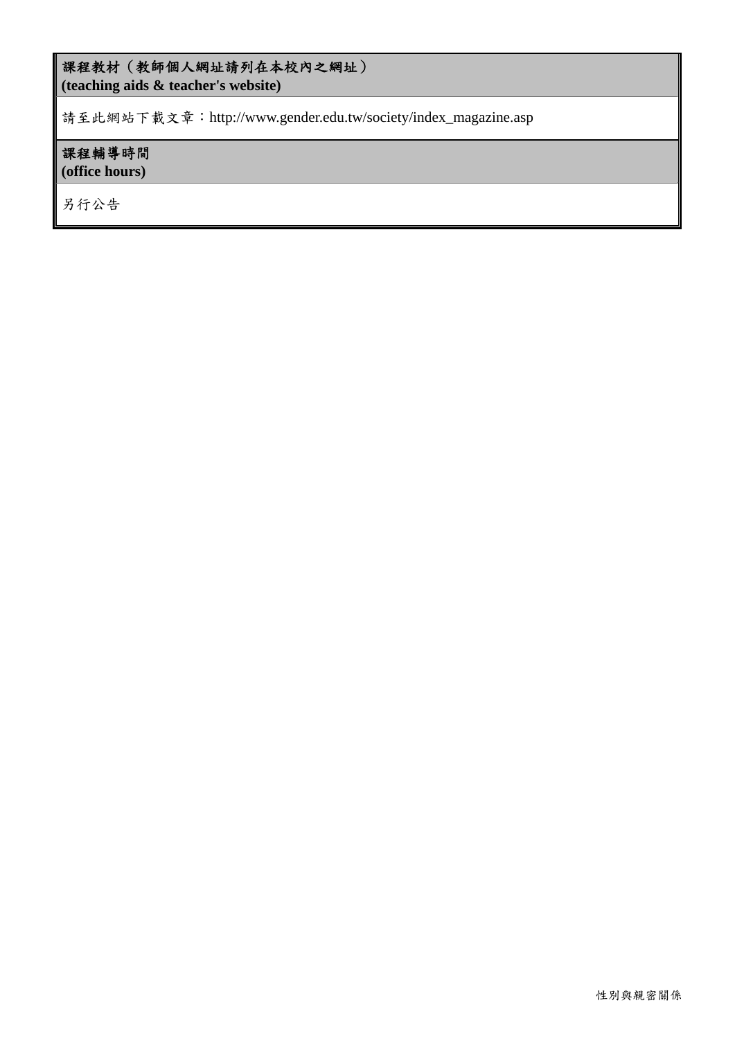| 課程教材（教師個人網址請列在本校內之網址）<br>**(teaching aids & teacher's website)** |
|---|
| 請至此網站下載文章：http://www.gender.edu.tw/society/index_magazine.asp |
| **課程輔導時間**<br>**(office hours)** |
| 另行公告 |